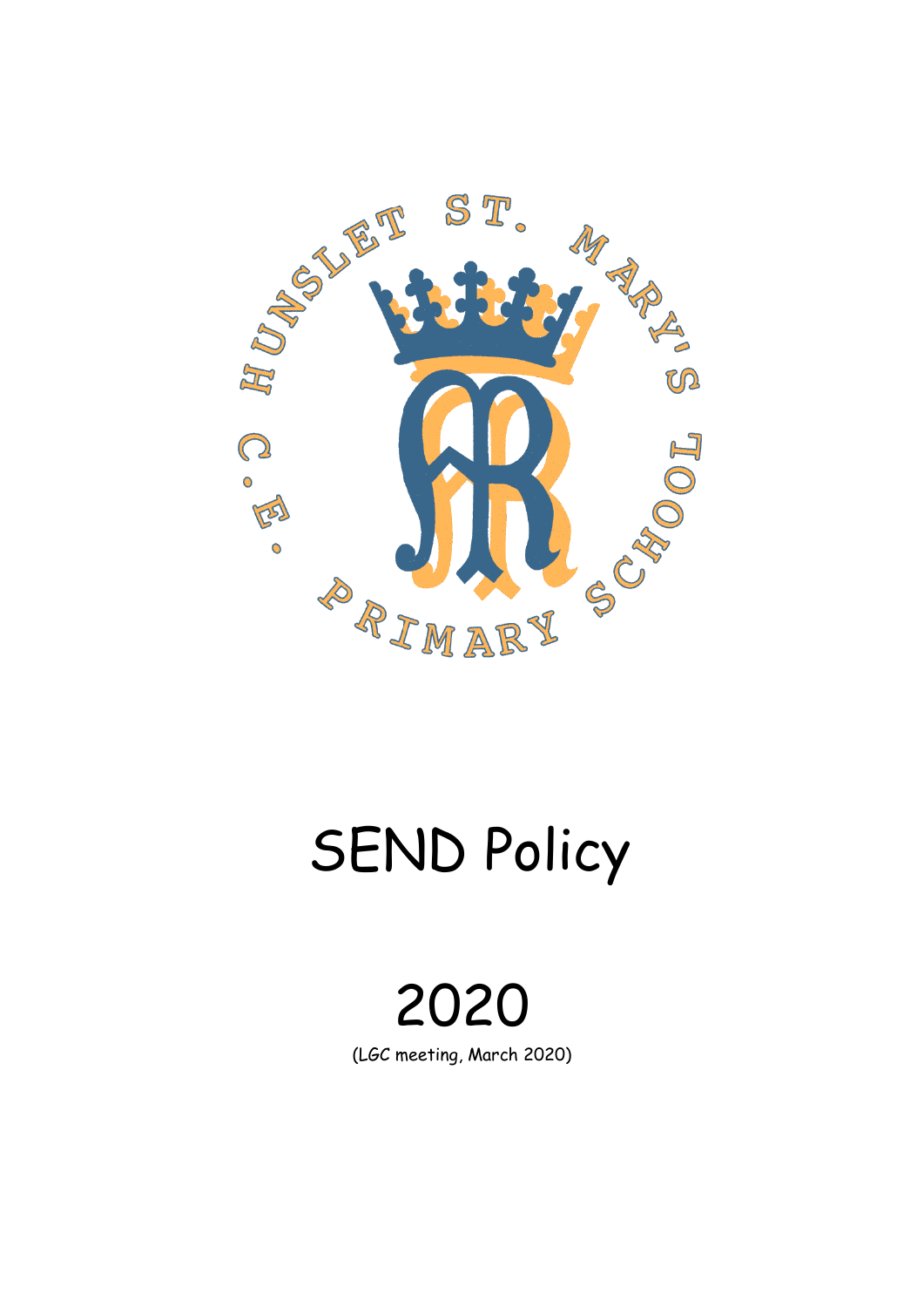HUNSLET ST. MARY'S C.E. PRIMARY SCHOOL

# SEND Policy

# 2020

(LGC meeting, March 2020)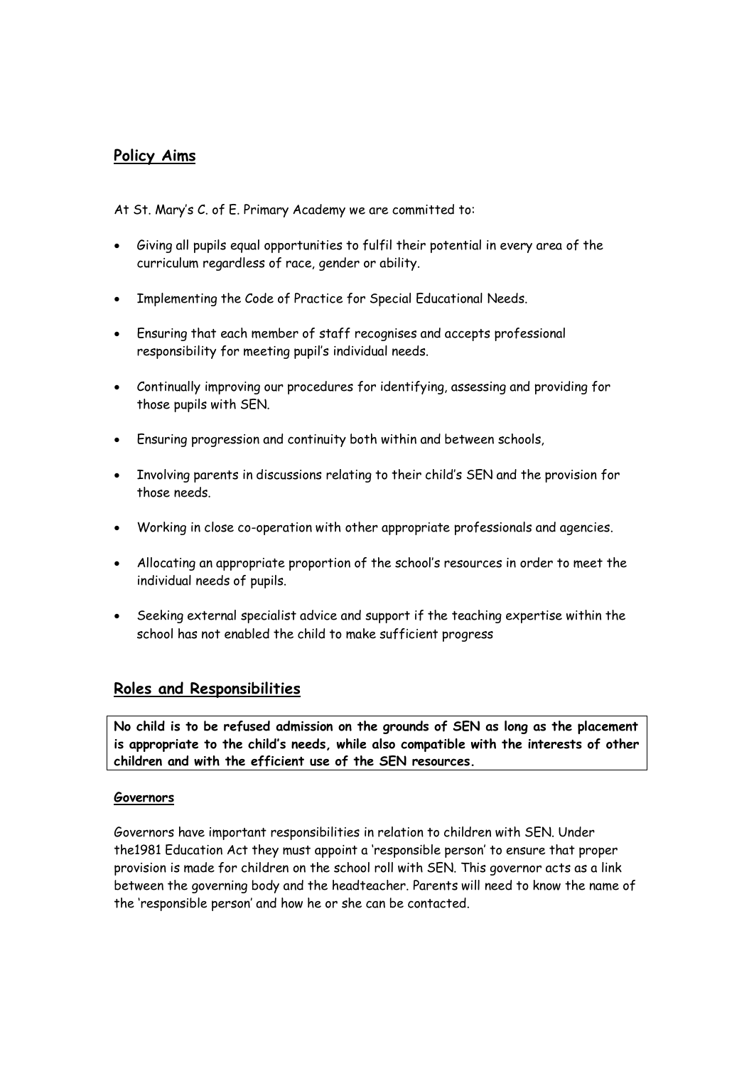## Policy Aims

At St. Mary's C. of E. Primary Academy we are committed to:

- Giving all pupils equal opportunities to fulfil their potential in every area of the curriculum regardless of race, gender or ability.
- Implementing the Code of Practice for Special Educational Needs.
- Ensuring that each member of staff recognises and accepts professional responsibility for meeting pupil's individual needs.
- Continually improving our procedures for identifying, assessing and providing for those pupils with SEN.
- Ensuring progression and continuity both within and between schools,
- Involving parents in discussions relating to their child's SEN and the provision for those needs.
- Working in close co-operation with other appropriate professionals and agencies.
- Allocating an appropriate proportion of the school's resources in order to meet the individual needs of pupils.
- Seeking external specialist advice and support if the teaching expertise within the school has not enabled the child to make sufficient progress

## Roles and Responsibilities

**No child is to be refused admission on the grounds of SEN as long as the placement is appropriate to the child's needs, while also compatible with the interests of other children and with the efficient use of the SEN resources.**

#### Governors

Governors have important responsibilities in relation to children with SEN. Under the1981 Education Act they must appoint a 'responsible person' to ensure that proper provision is made for children on the school roll with SEN. This governor acts as a link between the governing body and the headteacher. Parents will need to know the name of the 'responsible person' and how he or she can be contacted.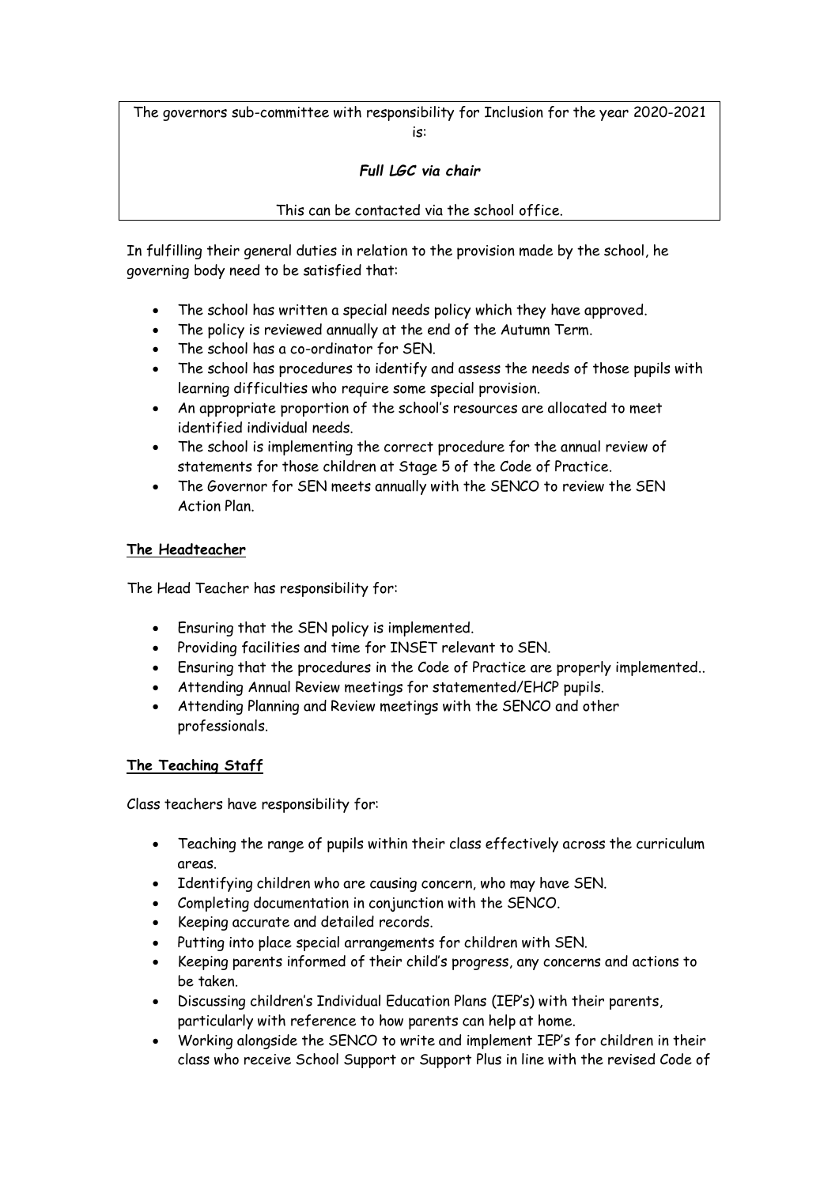The governors sub-committee with responsibility for Inclusion for the year 2020-2021 is:

***Full LGC via chair***

This can be contacted via the school office.

In fulfilling their general duties in relation to the provision made by the school, he governing body need to be satisfied that:

- The school has written a special needs policy which they have approved.
- The policy is reviewed annually at the end of the Autumn Term.
- The school has a co-ordinator for SEN.
- The school has procedures to identify and assess the needs of those pupils with learning difficulties who require some special provision.
- An appropriate proportion of the school's resources are allocated to meet identified individual needs.
- The school is implementing the correct procedure for the annual review of statements for those children at Stage 5 of the Code of Practice.
- The Governor for SEN meets annually with the SENCO to review the SEN Action Plan.

**The Headteacher**

The Head Teacher has responsibility for:

- Ensuring that the SEN policy is implemented.
- Providing facilities and time for INSET relevant to SEN.
- Ensuring that the procedures in the Code of Practice are properly implemented..
- Attending Annual Review meetings for statemented/EHCP pupils.
- Attending Planning and Review meetings with the SENCO and other professionals.

**The Teaching Staff**

Class teachers have responsibility for:

- Teaching the range of pupils within their class effectively across the curriculum areas.
- Identifying children who are causing concern, who may have SEN.
- Completing documentation in conjunction with the SENCO.
- Keeping accurate and detailed records.
- Putting into place special arrangements for children with SEN.
- Keeping parents informed of their child's progress, any concerns and actions to be taken.
- Discussing children's Individual Education Plans (IEP's) with their parents, particularly with reference to how parents can help at home.
- Working alongside the SENCO to write and implement IEP's for children in their class who receive School Support or Support Plus in line with the revised Code of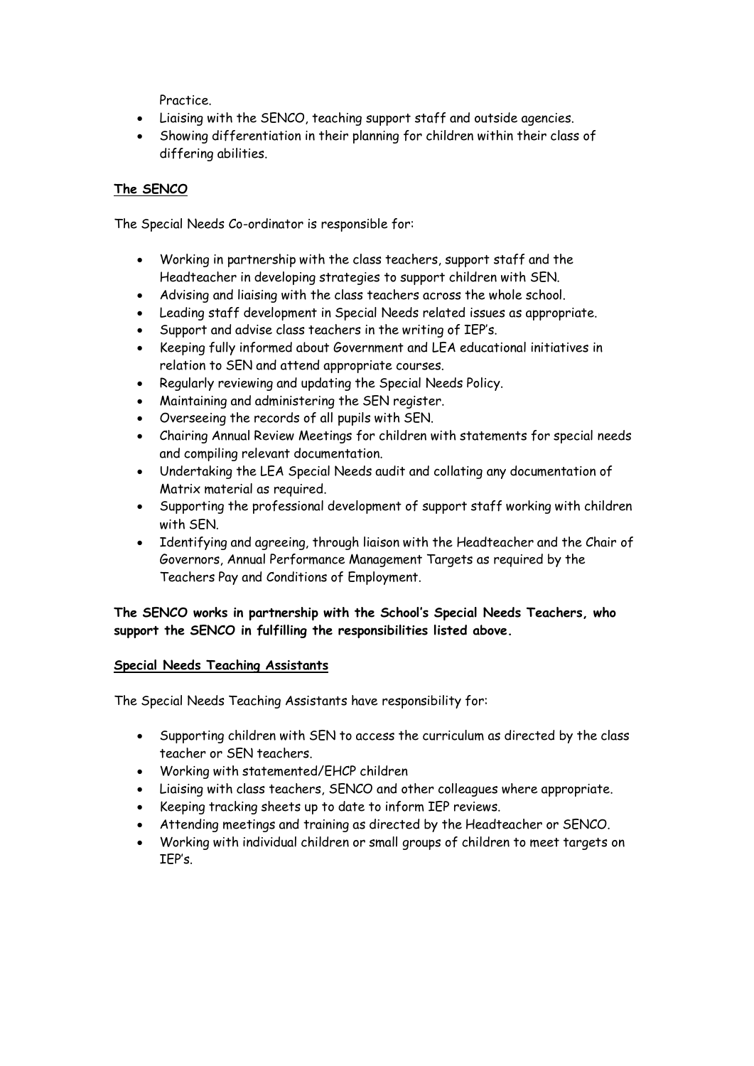Practice.

- Liaising with the SENCO, teaching support staff and outside agencies.
- Showing differentiation in their planning for children within their class of differing abilities.

**The SENCO**

The Special Needs Co-ordinator is responsible for:

- Working in partnership with the class teachers, support staff and the Headteacher in developing strategies to support children with SEN.
- Advising and liaising with the class teachers across the whole school.
- Leading staff development in Special Needs related issues as appropriate.
- Support and advise class teachers in the writing of IEP's.
- Keeping fully informed about Government and LEA educational initiatives in relation to SEN and attend appropriate courses.
- Regularly reviewing and updating the Special Needs Policy.
- Maintaining and administering the SEN register.
- Overseeing the records of all pupils with SEN.
- Chairing Annual Review Meetings for children with statements for special needs and compiling relevant documentation.
- Undertaking the LEA Special Needs audit and collating any documentation of Matrix material as required.
- Supporting the professional development of support staff working with children with SEN.
- Identifying and agreeing, through liaison with the Headteacher and the Chair of Governors, Annual Performance Management Targets as required by the Teachers Pay and Conditions of Employment.

**The SENCO works in partnership with the School's Special Needs Teachers, who support the SENCO in fulfilling the responsibilities listed above.**

**Special Needs Teaching Assistants**

The Special Needs Teaching Assistants have responsibility for:

- Supporting children with SEN to access the curriculum as directed by the class teacher or SEN teachers.
- Working with statemented/EHCP children
- Liaising with class teachers, SENCO and other colleagues where appropriate.
- Keeping tracking sheets up to date to inform IEP reviews.
- Attending meetings and training as directed by the Headteacher or SENCO.
- Working with individual children or small groups of children to meet targets on IEP's.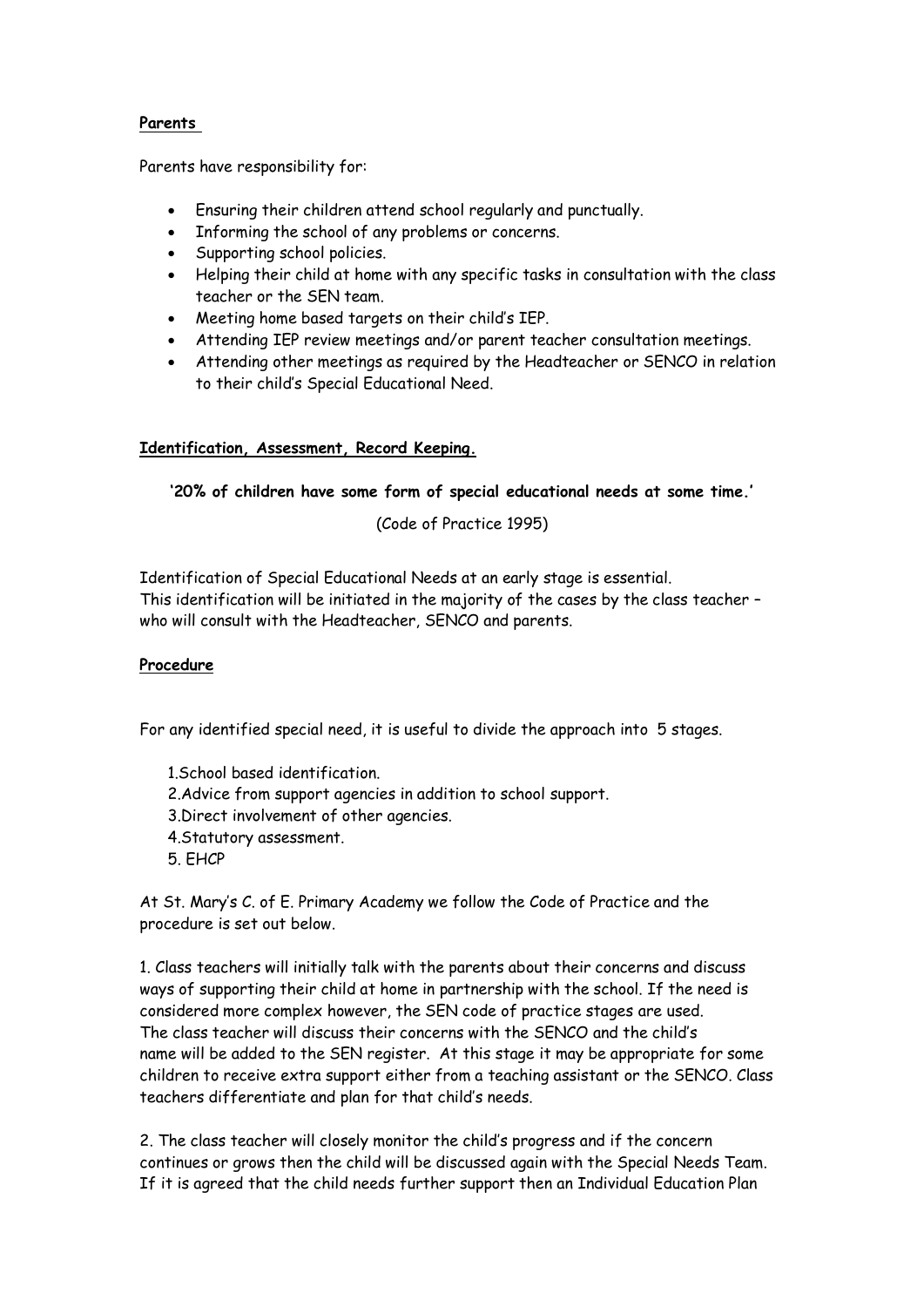**Parents**

Parents have responsibility for:

- Ensuring their children attend school regularly and punctually.
- Informing the school of any problems or concerns.
- Supporting school policies.
- Helping their child at home with any specific tasks in consultation with the class teacher or the SEN team.
- Meeting home based targets on their child's IEP.
- Attending IEP review meetings and/or parent teacher consultation meetings.
- Attending other meetings as required by the Headteacher or SENCO in relation to their child's Special Educational Need.

**Identification, Assessment, Record Keeping.**

**'20% of children have some form of special educational needs at some time.'**

(Code of Practice 1995)

Identification of Special Educational Needs at an early stage is essential.
This identification will be initiated in the majority of the cases by the class teacher – who will consult with the Headteacher, SENCO and parents.

**Procedure**

For any identified special need, it is useful to divide the approach into 5 stages.

1. School based identification.
2. Advice from support agencies in addition to school support.
3. Direct involvement of other agencies.
4. Statutory assessment.
5. EHCP

At St. Mary's C. of E. Primary Academy we follow the Code of Practice and the procedure is set out below.

1. Class teachers will initially talk with the parents about their concerns and discuss ways of supporting their child at home in partnership with the school. If the need is considered more complex however, the SEN code of practice stages are used. The class teacher will discuss their concerns with the SENCO and the child's name will be added to the SEN register. At this stage it may be appropriate for some children to receive extra support either from a teaching assistant or the SENCO. Class teachers differentiate and plan for that child's needs.

2. The class teacher will closely monitor the child's progress and if the concern continues or grows then the child will be discussed again with the Special Needs Team. If it is agreed that the child needs further support then an Individual Education Plan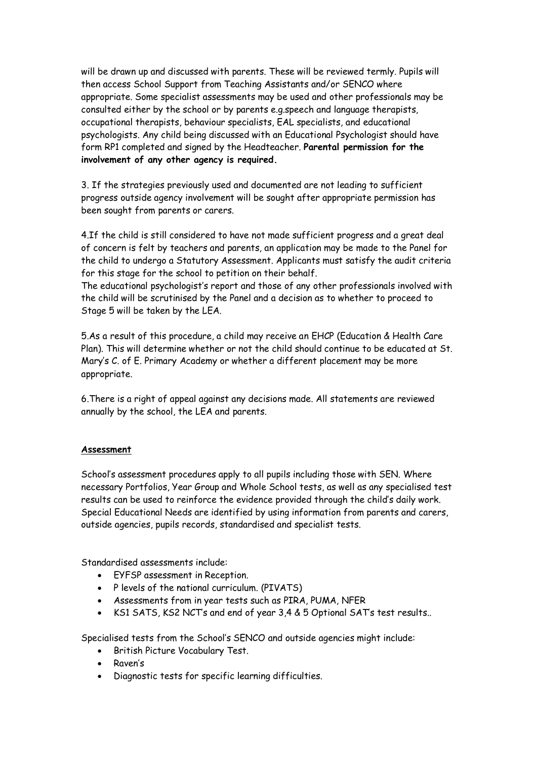will be drawn up and discussed with parents. These will be reviewed termly. Pupils will then access School Support from Teaching Assistants and/or SENCO where appropriate. Some specialist assessments may be used and other professionals may be consulted either by the school or by parents e.g.speech and language therapists, occupational therapists, behaviour specialists, EAL specialists, and educational psychologists. Any child being discussed with an Educational Psychologist should have form RP1 completed and signed by the Headteacher. **Parental permission for the involvement of any other agency is required.**

3. If the strategies previously used and documented are not leading to sufficient progress outside agency involvement will be sought after appropriate permission has been sought from parents or carers.

4.If the child is still considered to have not made sufficient progress and a great deal of concern is felt by teachers and parents, an application may be made to the Panel for the child to undergo a Statutory Assessment. Applicants must satisfy the audit criteria for this stage for the school to petition on their behalf.
The educational psychologist's report and those of any other professionals involved with the child will be scrutinised by the Panel and a decision as to whether to proceed to Stage 5 will be taken by the LEA.

5.As a result of this procedure, a child may receive an EHCP (Education & Health Care Plan). This will determine whether or not the child should continue to be educated at St. Mary's C. of E. Primary Academy or whether a different placement may be more appropriate.

6.There is a right of appeal against any decisions made. All statements are reviewed annually by the school, the LEA and parents.

## Assessment

School's assessment procedures apply to all pupils including those with SEN. Where necessary Portfolios, Year Group and Whole School tests, as well as any specialised test results can be used to reinforce the evidence provided through the child's daily work. Special Educational Needs are identified by using information from parents and carers, outside agencies, pupils records, standardised and specialist tests.

Standardised assessments include:

- EYFSP assessment in Reception.
- P levels of the national curriculum. (PIVATS)
- Assessments from in year tests such as PIRA, PUMA, NFER
- KS1 SATS, KS2 NCT's and end of year 3,4 & 5 Optional SAT's test results..

Specialised tests from the School's SENCO and outside agencies might include:

- British Picture Vocabulary Test.
- Raven's
- Diagnostic tests for specific learning difficulties.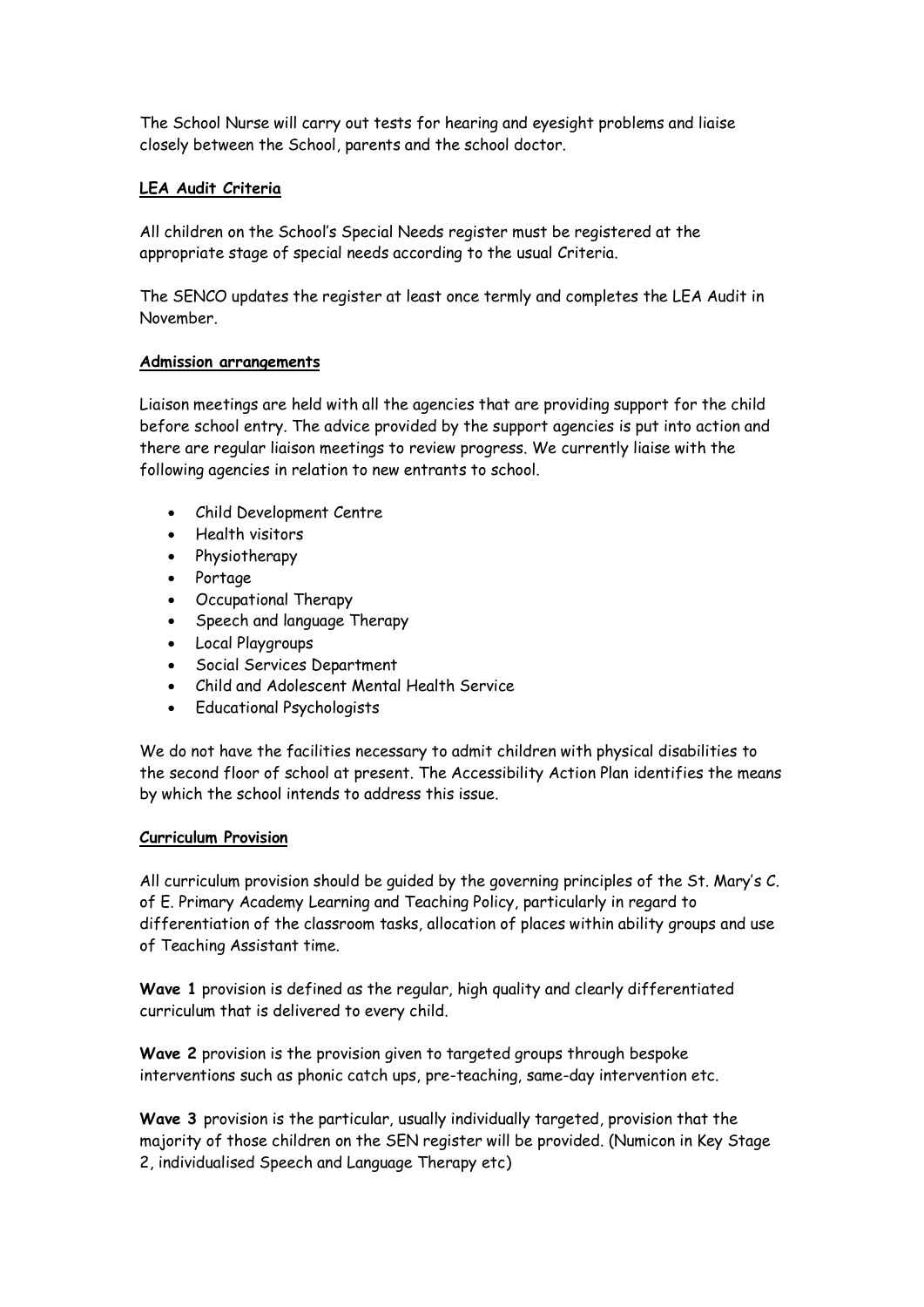The School Nurse will carry out tests for hearing and eyesight problems and liaise closely between the School, parents and the school doctor.

## LEA Audit Criteria

All children on the School's Special Needs register must be registered at the appropriate stage of special needs according to the usual Criteria.

The SENCO updates the register at least once termly and completes the LEA Audit in November.

## Admission arrangements

Liaison meetings are held with all the agencies that are providing support for the child before school entry. The advice provided by the support agencies is put into action and there are regular liaison meetings to review progress. We currently liaise with the following agencies in relation to new entrants to school.

- Child Development Centre
- Health visitors
- Physiotherapy
- Portage
- Occupational Therapy
- Speech and language Therapy
- Local Playgroups
- Social Services Department
- Child and Adolescent Mental Health Service
- Educational Psychologists

We do not have the facilities necessary to admit children with physical disabilities to the second floor of school at present. The Accessibility Action Plan identifies the means by which the school intends to address this issue.

## Curriculum Provision

All curriculum provision should be guided by the governing principles of the St. Mary's C. of E. Primary Academy Learning and Teaching Policy, particularly in regard to differentiation of the classroom tasks, allocation of places within ability groups and use of Teaching Assistant time.

**Wave 1** provision is defined as the regular, high quality and clearly differentiated curriculum that is delivered to every child.

**Wave 2** provision is the provision given to targeted groups through bespoke interventions such as phonic catch ups, pre-teaching, same-day intervention etc.

**Wave 3** provision is the particular, usually individually targeted, provision that the majority of those children on the SEN register will be provided. (Numicon in Key Stage 2, individualised Speech and Language Therapy etc)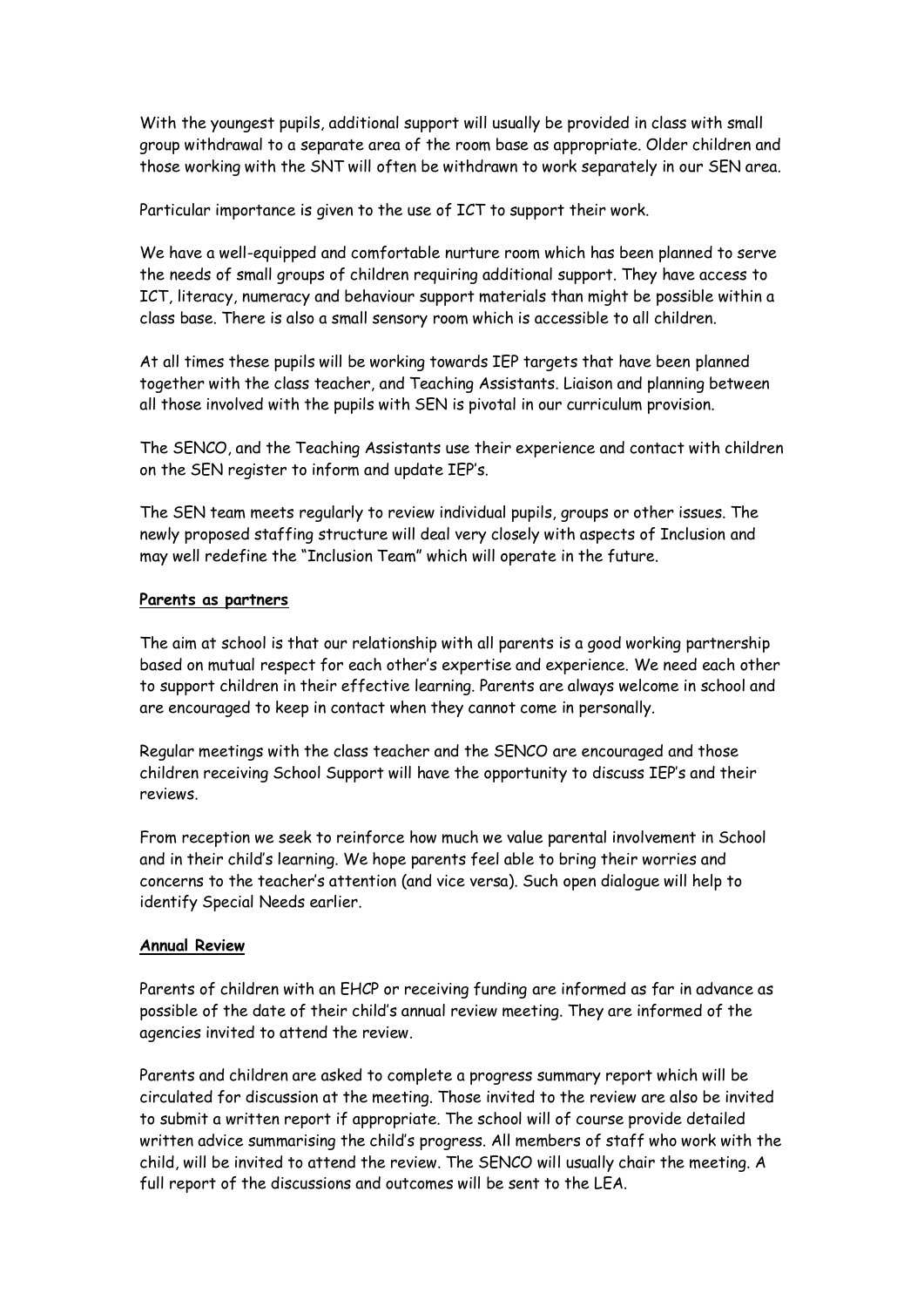With the youngest pupils, additional support will usually be provided in class with small group withdrawal to a separate area of the room base as appropriate. Older children and those working with the SNT will often be withdrawn to work separately in our SEN area.

Particular importance is given to the use of ICT to support their work.

We have a well-equipped and comfortable nurture room which has been planned to serve the needs of small groups of children requiring additional support. They have access to ICT, literacy, numeracy and behaviour support materials than might be possible within a class base. There is also a small sensory room which is accessible to all children.

At all times these pupils will be working towards IEP targets that have been planned together with the class teacher, and Teaching Assistants. Liaison and planning between all those involved with the pupils with SEN is pivotal in our curriculum provision.

The SENCO, and the Teaching Assistants use their experience and contact with children on the SEN register to inform and update IEP's.

The SEN team meets regularly to review individual pupils, groups or other issues. The newly proposed staffing structure will deal very closely with aspects of Inclusion and may well redefine the "Inclusion Team" which will operate in the future.

**Parents as partners**

The aim at school is that our relationship with all parents is a good working partnership based on mutual respect for each other's expertise and experience. We need each other to support children in their effective learning. Parents are always welcome in school and are encouraged to keep in contact when they cannot come in personally.

Regular meetings with the class teacher and the SENCO are encouraged and those children receiving School Support will have the opportunity to discuss IEP's and their reviews.

From reception we seek to reinforce how much we value parental involvement in School and in their child's learning. We hope parents feel able to bring their worries and concerns to the teacher's attention (and vice versa). Such open dialogue will help to identify Special Needs earlier.

**Annual Review**

Parents of children with an EHCP or receiving funding are informed as far in advance as possible of the date of their child's annual review meeting. They are informed of the agencies invited to attend the review.

Parents and children are asked to complete a progress summary report which will be circulated for discussion at the meeting. Those invited to the review are also be invited to submit a written report if appropriate. The school will of course provide detailed written advice summarising the child's progress. All members of staff who work with the child, will be invited to attend the review. The SENCO will usually chair the meeting. A full report of the discussions and outcomes will be sent to the LEA.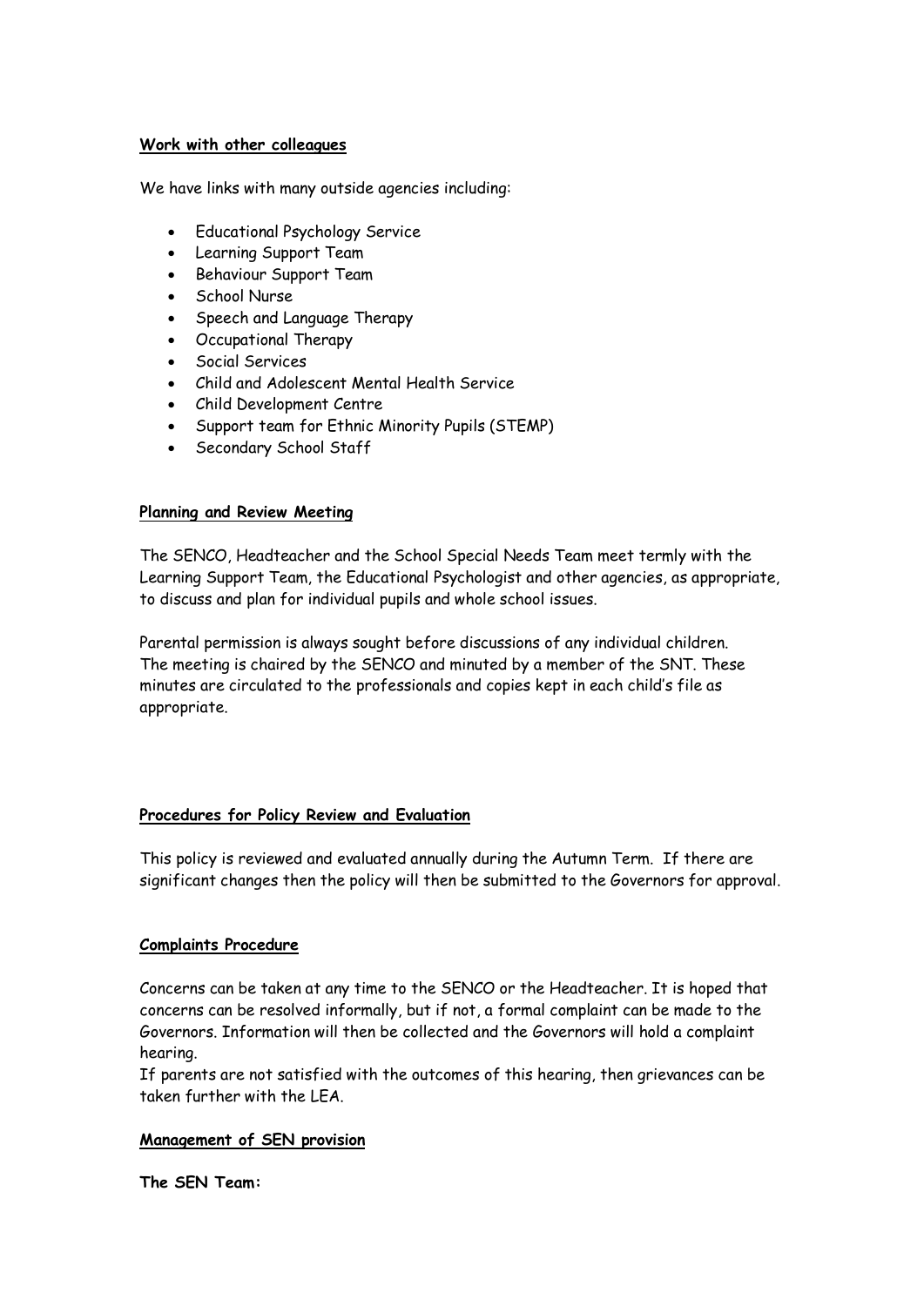**Work with other colleagues**

We have links with many outside agencies including:

- Educational Psychology Service
- Learning Support Team
- Behaviour Support Team
- School Nurse
- Speech and Language Therapy
- Occupational Therapy
- Social Services
- Child and Adolescent Mental Health Service
- Child Development Centre
- Support team for Ethnic Minority Pupils (STEMP)
- Secondary School Staff

**Planning and Review Meeting**

The SENCO, Headteacher and the School Special Needs Team meet termly with the Learning Support Team, the Educational Psychologist and other agencies, as appropriate, to discuss and plan for individual pupils and whole school issues.

Parental permission is always sought before discussions of any individual children. The meeting is chaired by the SENCO and minuted by a member of the SNT. These minutes are circulated to the professionals and copies kept in each child's file as appropriate.

**Procedures for Policy Review and Evaluation**

This policy is reviewed and evaluated annually during the Autumn Term. If there are significant changes then the policy will then be submitted to the Governors for approval.

**Complaints Procedure**

Concerns can be taken at any time to the SENCO or the Headteacher. It is hoped that concerns can be resolved informally, but if not, a formal complaint can be made to the Governors. Information will then be collected and the Governors will hold a complaint hearing.
If parents are not satisfied with the outcomes of this hearing, then grievances can be taken further with the LEA.

**Management of SEN provision**

**The SEN Team:**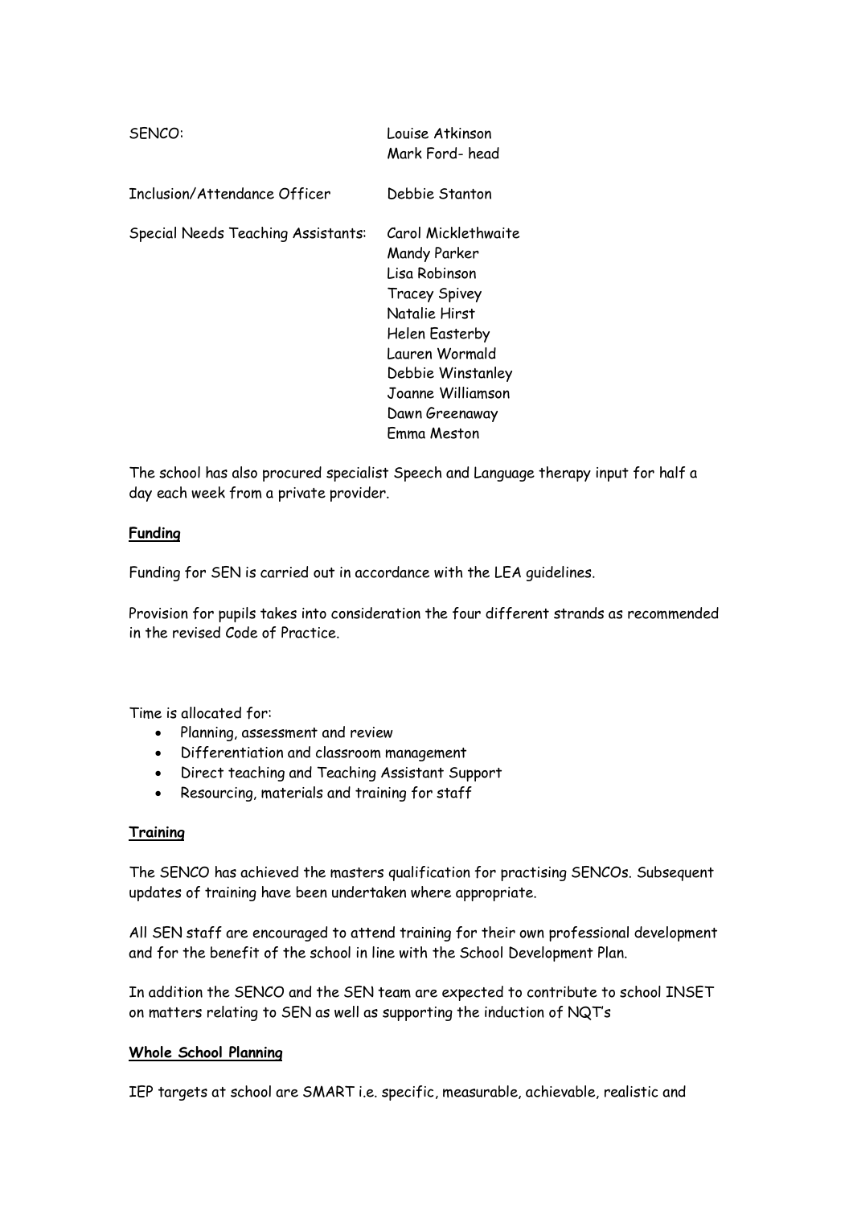| | |
|---|---|
| SENCO: | Louise Atkinson<br>Mark Ford- head |
| Inclusion/Attendance Officer | Debbie Stanton |
| Special Needs Teaching Assistants: | Carol Micklethwaite<br>Mandy Parker<br>Lisa Robinson<br>Tracey Spivey<br>Natalie Hirst<br>Helen Easterby<br>Lauren Wormald<br>Debbie Winstanley<br>Joanne Williamson<br>Dawn Greenaway<br>Emma Meston |

The school has also procured specialist Speech and Language therapy input for half a day each week from a private provider.

**Funding**

Funding for SEN is carried out in accordance with the LEA guidelines.

Provision for pupils takes into consideration the four different strands as recommended in the revised Code of Practice.

Time is allocated for:

- Planning, assessment and review
- Differentiation and classroom management
- Direct teaching and Teaching Assistant Support
- Resourcing, materials and training for staff

**Training**

The SENCO has achieved the masters qualification for practising SENCOs. Subsequent updates of training have been undertaken where appropriate.

All SEN staff are encouraged to attend training for their own professional development and for the benefit of the school in line with the School Development Plan.

In addition the SENCO and the SEN team are expected to contribute to school INSET on matters relating to SEN as well as supporting the induction of NQT's

**Whole School Planning**

IEP targets at school are SMART i.e. specific, measurable, achievable, realistic and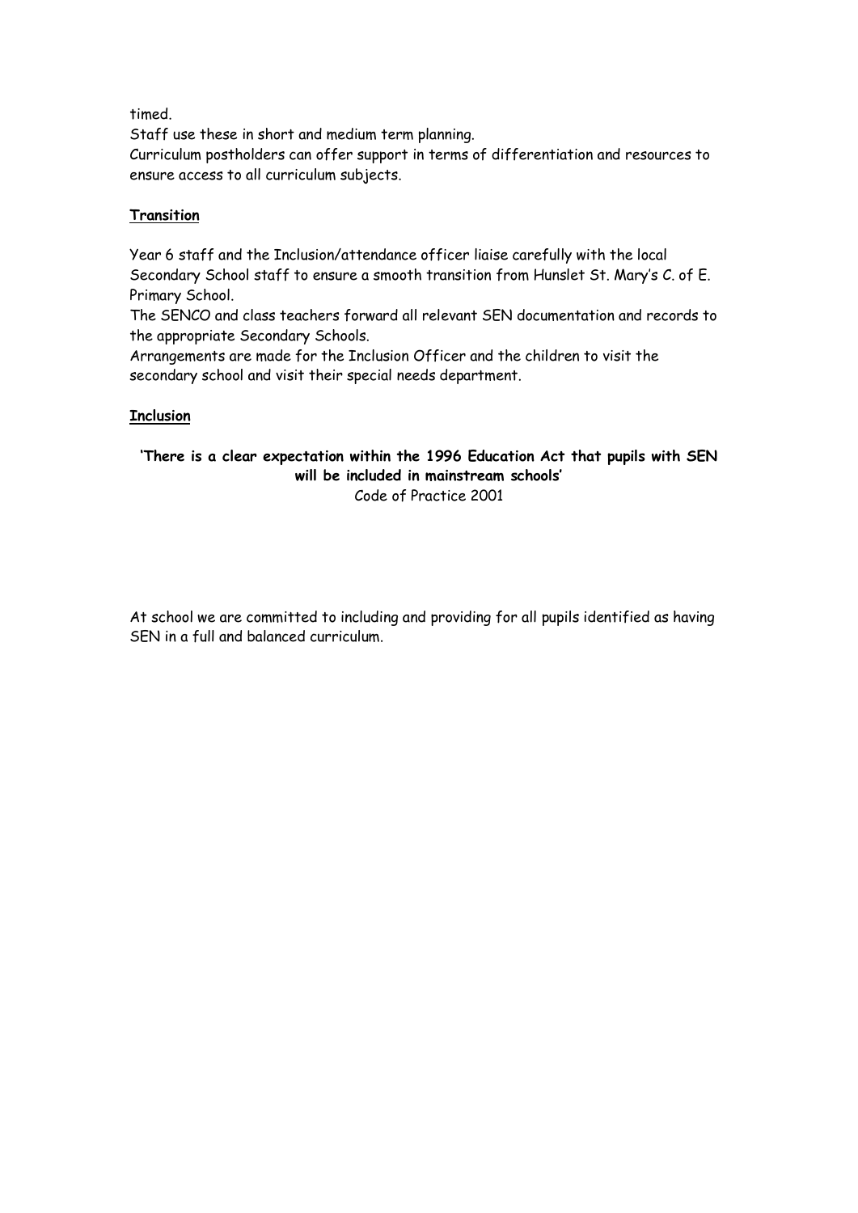timed.

Staff use these in short and medium term planning.

Curriculum postholders can offer support in terms of differentiation and resources to ensure access to all curriculum subjects.

**Transition**

Year 6 staff and the Inclusion/attendance officer liaise carefully with the local Secondary School staff to ensure a smooth transition from Hunslet St. Mary's C. of E. Primary School.

The SENCO and class teachers forward all relevant SEN documentation and records to the appropriate Secondary Schools.

Arrangements are made for the Inclusion Officer and the children to visit the secondary school and visit their special needs department.

**Inclusion**

**'There is a clear expectation within the 1996 Education Act that pupils with SEN will be included in mainstream schools'**
Code of Practice 2001

At school we are committed to including and providing for all pupils identified as having SEN in a full and balanced curriculum.